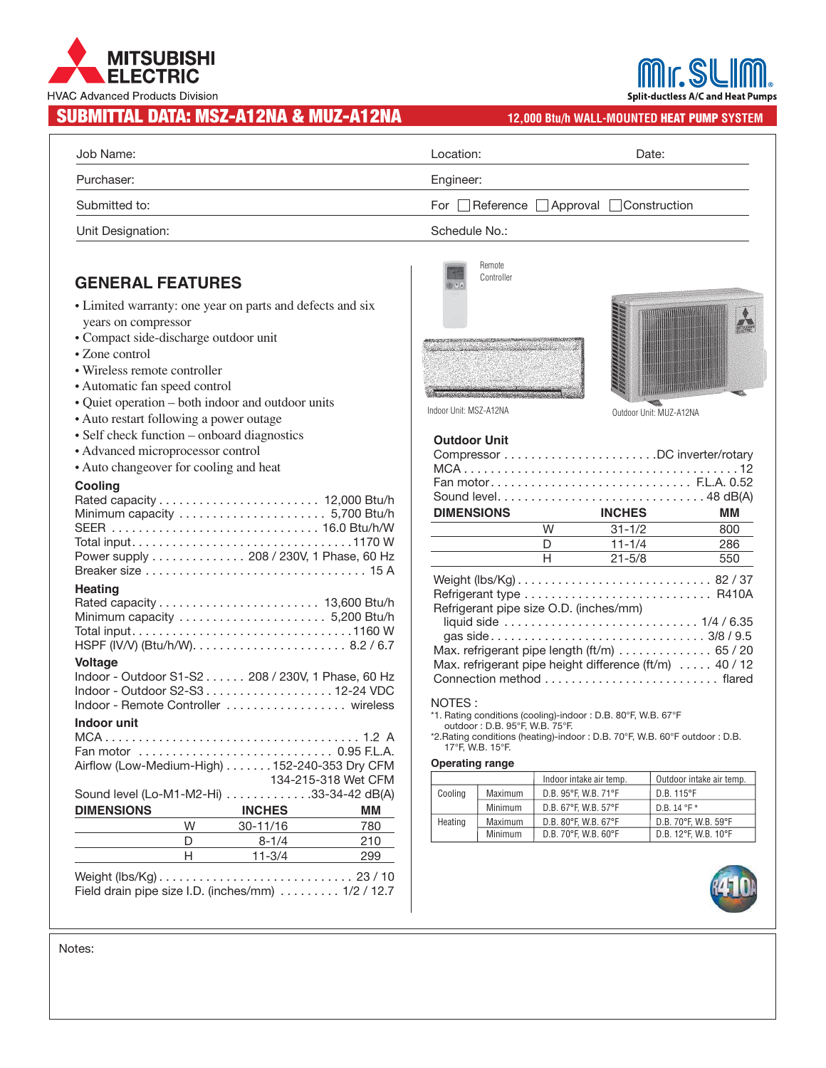MITSUBISHI ELECTRIC

HVAC Advanced Products Division

Mr. SLIM® Split-ductless A/C and Heat Pumps

# SUBMITTAL DATA: MSZ-A12NA & MUZ-A12NA

**12,000 Btu/h WALL-MOUNTED HEAT PUMP SYSTEM**

| | | |
|---|---|---|
| Job Name: | Location: | Date: |
| Purchaser: | Engineer: | |
| Submitted to: | For ☐ Reference ☐ Approval ☐ Construction | |
| Unit Designation: | Schedule No.: | |

## GENERAL FEATURES

- Limited warranty: one year on parts and defects and six years on compressor
- Compact side-discharge outdoor unit
- Zone control
- Wireless remote controller
- Automatic fan speed control
- Quiet operation – both indoor and outdoor units
- Auto restart following a power outage
- Self check function – onboard diagnostics
- Advanced microprocessor control
- Auto changeover for cooling and heat

### Cooling

Rated capacity . . . . . . . . . . 12,000 Btu/h
Minimum capacity . . . . . . . . . . 5,700 Btu/h
SEER . . . . . . . . . . 16.0 Btu/h/W
Total input . . . . . . . . . . 1170 W
Power supply . . . . . . . . . . 208 / 230V, 1 Phase, 60 Hz
Breaker size . . . . . . . . . . 15 A

### Heating

Rated capacity . . . . . . . . . . 13,600 Btu/h
Minimum capacity . . . . . . . . . . 5,200 Btu/h
Total input . . . . . . . . . . 1160 W
HSPF (IV/V) (Btu/h/W) . . . . . . . . . . 8.2 / 6.7

### Voltage

Indoor - Outdoor S1-S2 . . . . . . 208 / 230V, 1 Phase, 60 Hz
Indoor - Outdoor S2-S3 . . . . . . 12-24 VDC
Indoor - Remote Controller . . . . . . wireless

### Indoor unit

MCA . . . . . . . . . . 1.2 A
Fan motor . . . . . . . . . . 0.95 F.L.A.
Airflow (Low-Medium-High) . . . . . . . 152-240-353 Dry CFM
134-215-318 Wet CFM
Sound level (Lo-M1-M2-Hi) . . . . . . . 33-34-42 dB(A)

| DIMENSIONS | INCHES | MM |
|---|---|---|
| W | 30-11/16 | 780 |
| D | 8-1/4 | 210 |
| H | 11-3/4 | 299 |

Weight (lbs/Kg) . . . . . . . . . . 23 / 10
Field drain pipe size I.D. (inches/mm) . . . . . . . . . 1/2 / 12.7

Remote Controller

Indoor Unit: MSZ-A12NA

Outdoor Unit: MUZ-A12NA

### Outdoor Unit

Compressor . . . . . . . . . . DC inverter/rotary
MCA . . . . . . . . . . 12
Fan motor . . . . . . . . . . F.L.A. 0.52
Sound level . . . . . . . . . . 48 dB(A)

| DIMENSIONS | INCHES | MM |
|---|---|---|
| W | 31-1/2 | 800 |
| D | 11-1/4 | 286 |
| H | 21-5/8 | 550 |

Weight (lbs/Kg) . . . . . . . . . . 82 / 37
Refrigerant type . . . . . . . . . . R410A
Refrigerant pipe size O.D. (inches/mm)
  liquid side . . . . . . . . . . 1/4 / 6.35
  gas side . . . . . . . . . . 3/8 / 9.5
Max. refrigerant pipe length (ft/m) . . . . . . . . . . 65 / 20
Max. refrigerant pipe height difference (ft/m) . . . . . 40 / 12
Connection method . . . . . . . . . . flared

NOTES :
*1. Rating conditions (cooling)-indoor : D.B. 80°F, W.B. 67°F outdoor : D.B. 95°F, W.B. 75°F.
*2.Rating conditions (heating)-indoor : D.B. 70°F, W.B. 60°F outdoor : D.B. 17°F, W.B. 15°F.

### Operating range

| | | Indoor intake air temp. | Outdoor intake air temp. |
|---|---|---|---|
| Cooling | Maximum | D.B. 95°F, W.B. 71°F | D.B. 115°F |
| | Minimum | D.B. 67°F, W.B. 57°F | D.B. 14 °F * |
| Heating | Maximum | D.B. 80°F, W.B. 67°F | D.B. 70°F, W.B. 59°F |
| | Minimum | D.B. 70°F, W.B. 60°F | D.B. 12°F, W.B. 10°F |

R410A

Notes: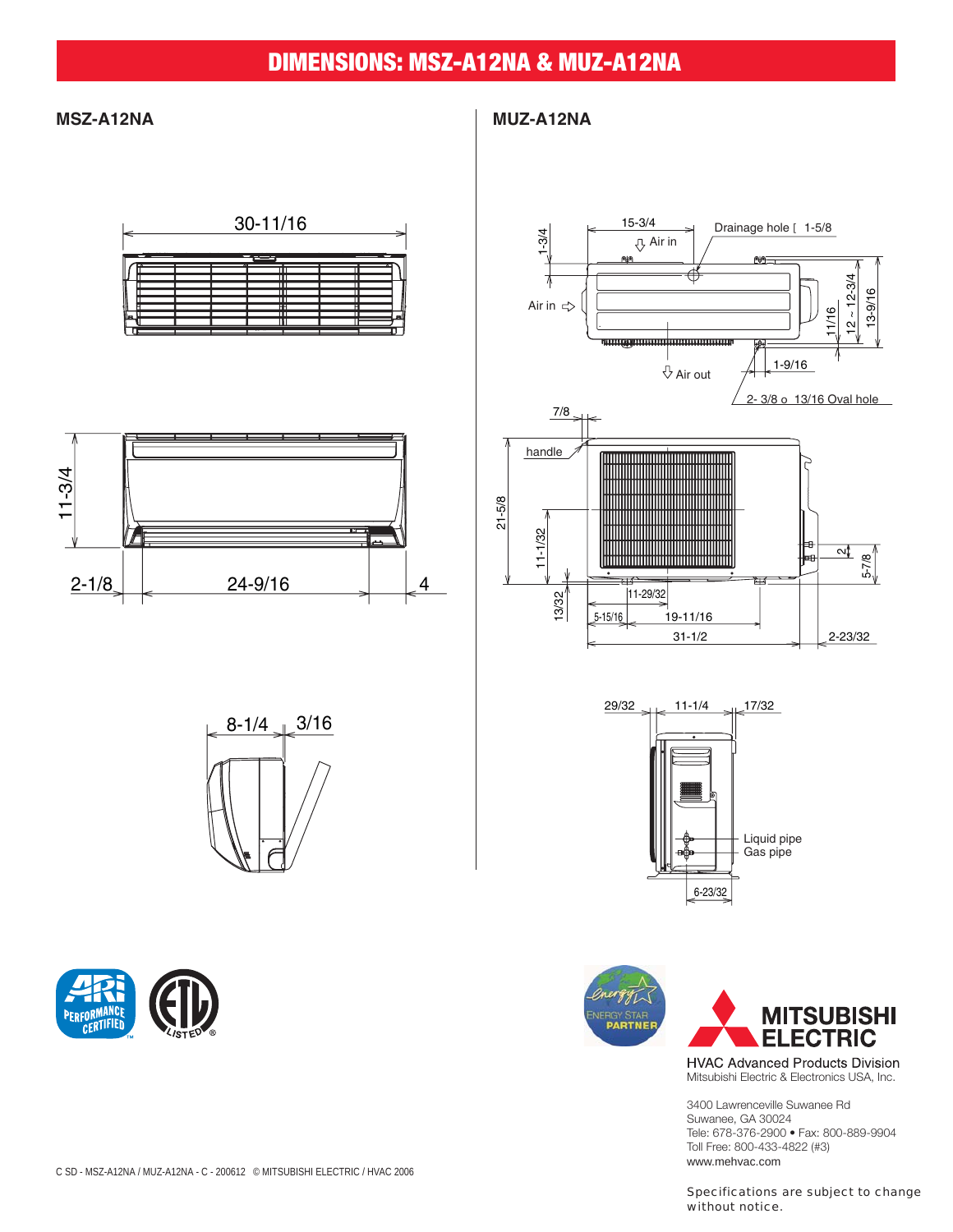# DIMENSIONS: MSZ-A12NA & MUZ-A12NA

## MSZ-A12NA

30-11/16

11-3/4

2-1/8

24-9/16

4

8-1/4

3/16

## MUZ-A12NA

15-3/4

1-3/4

Air in

Drainage hole [ 1-5/8

Air in

11/16

12 ~ 12-3/4

13-9/16

1-9/16

Air out

2- 3/8 o 13/16 Oval hole

7/8

handle

21-5/8

11-1/32

13/32

11-29/32

5-15/16

19-11/16

31-1/2

2

5-7/8

2-23/32

29/32

11-1/4

17/32

Liquid pipe

Gas pipe

6-23/32

**MITSUBISHI ELECTRIC**

HVAC Advanced Products Division

Mitsubishi Electric & Electronics USA, Inc.

3400 Lawrenceville Suwanee Rd
Suwanee, GA 30024
Tele: 678-376-2900 • Fax: 800-889-9904
Toll Free: 800-433-4822 (#3)
www.mehvac.com

Specifications are subject to change without notice.

C SD - MSZ-A12NA / MUZ-A12NA - C - 200612 © MITSUBISHI ELECTRIC / HVAC 2006